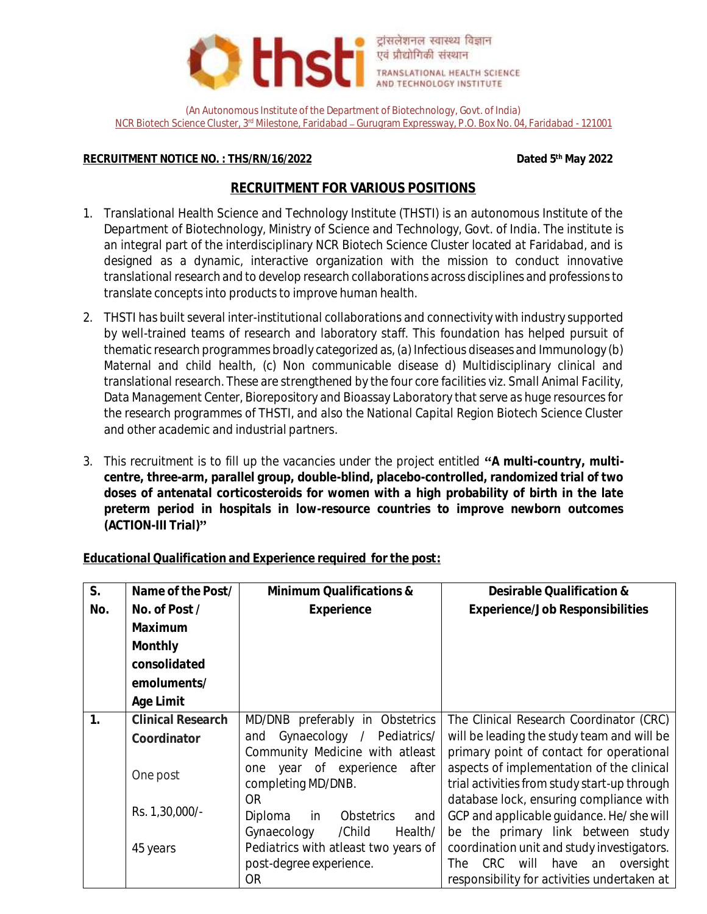thsti ट्रांसलेशनल स्वास्थ्य विज्ञान एवं प्रौद्योगिकी संस्थान TRANSLATIONAL HEALTH SCIENCE AND TECHNOLOGY INSTITUTE

(An Autonomous Institute of the Department of Biotechnology, Govt. of India)
NCR Biotech Science Cluster, 3rd Milestone, Faridabad – Gurugram Expressway, P.O. Box No. 04, Faridabad - 121001

**RECRUITMENT NOTICE NO. : THS/RN/16/2022** **Dated 5th May 2022**

## RECRUITMENT FOR VARIOUS POSITIONS

1. Translational Health Science and Technology Institute (THSTI) is an autonomous Institute of the Department of Biotechnology, Ministry of Science and Technology, Govt. of India. The institute is an integral part of the interdisciplinary NCR Biotech Science Cluster located at Faridabad, and is designed as a dynamic, interactive organization with the mission to conduct innovative translational research and to develop research collaborations across disciplines and professions to translate concepts into products to improve human health.

2. THSTI has built several inter-institutional collaborations and connectivity with industry supported by well-trained teams of research and laboratory staff. This foundation has helped pursuit of thematic research programmes broadly categorized as, (a) Infectious diseases and Immunology (b) Maternal and child health, (c) Non communicable disease d) Multidisciplinary clinical and translational research. These are strengthened by the four core facilities viz. Small Animal Facility, Data Management Center, Biorepository and Bioassay Laboratory that serve as huge resources for the research programmes of THSTI, and also the National Capital Region Biotech Science Cluster and other academic and industrial partners.

3. This recruitment is to fill up the vacancies under the project entitled **"A multi-country, multi-centre, three-arm, parallel group, double-blind, placebo-controlled, randomized trial of two doses of antenatal corticosteroids for women with a high probability of birth in the late preterm period in hospitals in low-resource countries to improve newborn outcomes (ACTION-III Trial)"**

**Educational Qualification and Experience required for the post:**

| S. No. | Name of the Post/ No. of Post / Maximum Monthly consolidated emoluments/ Age Limit | Minimum Qualifications & Experience | Desirable Qualification & Experience/Job Responsibilities |
|---|---|---|---|
| 1. | **Clinical Research Coordinator**<br><br>One post<br><br>Rs. 1,30,000/-<br><br>45 years | MD/DNB preferably in Obstetrics and Gynaecology / Pediatrics/ Community Medicine with atleast one year of experience after completing MD/DNB.<br>OR<br>Diploma in Obstetrics and Gynaecology /Child Health/ Pediatrics with atleast two years of post-degree experience.<br>OR | The Clinical Research Coordinator (CRC) will be leading the study team and will be primary point of contact for operational aspects of implementation of the clinical trial activities from study start-up through database lock, ensuring compliance with GCP and applicable guidance. He/ she will be the primary link between study coordination unit and study investigators. The CRC will have an oversight responsibility for activities undertaken at |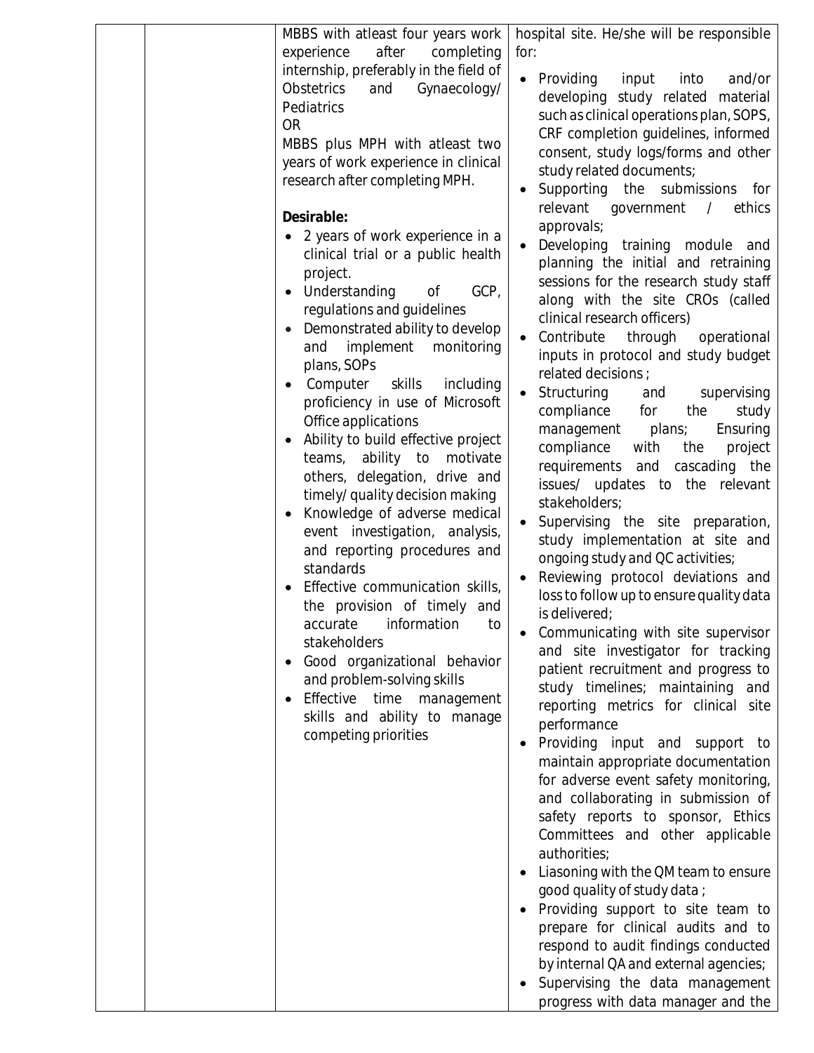| | | | |
|---|---|---|---|
| | | MBBS with atleast four years work experience after completing internship, preferably in the field of Obstetrics and Gynaecology/ Pediatrics<br>OR<br>MBBS plus MPH with atleast two years of work experience in clinical research after completing MPH.<br><br>**Desirable:**<br>• 2 years of work experience in a clinical trial or a public health project.<br>• Understanding of GCP, regulations and guidelines<br>• Demonstrated ability to develop and implement monitoring plans, SOPs<br>• Computer skills including proficiency in use of Microsoft Office applications<br>• Ability to build effective project teams, ability to motivate others, delegation, drive and timely/ quality decision making<br>• Knowledge of adverse medical event investigation, analysis, and reporting procedures and standards<br>• Effective communication skills, the provision of timely and accurate information to stakeholders<br>• Good organizational behavior and problem-solving skills<br>• Effective time management skills and ability to manage competing priorities | hospital site. He/she will be responsible for:<br>• Providing input into and/or developing study related material such as clinical operations plan, SOPS, CRF completion guidelines, informed consent, study logs/forms and other study related documents;<br>• Supporting the submissions for relevant government / ethics approvals;<br>• Developing training module and planning the initial and retraining sessions for the research study staff along with the site CROs (called clinical research officers)<br>• Contribute through operational inputs in protocol and study budget related decisions ;<br>• Structuring and supervising compliance for the study management plans; Ensuring compliance with the project requirements and cascading the issues/ updates to the relevant stakeholders;<br>• Supervising the site preparation, study implementation at site and ongoing study and QC activities;<br>• Reviewing protocol deviations and loss to follow up to ensure quality data is delivered;<br>• Communicating with site supervisor and site investigator for tracking patient recruitment and progress to study timelines; maintaining and reporting metrics for clinical site performance<br>• Providing input and support to maintain appropriate documentation for adverse event safety monitoring, and collaborating in submission of safety reports to sponsor, Ethics Committees and other applicable authorities;<br>• Liasoning with the QM team to ensure good quality of study data ;<br>• Providing support to site team to prepare for clinical audits and to respond to audit findings conducted by internal QA and external agencies;<br>• Supervising the data management progress with data manager and the |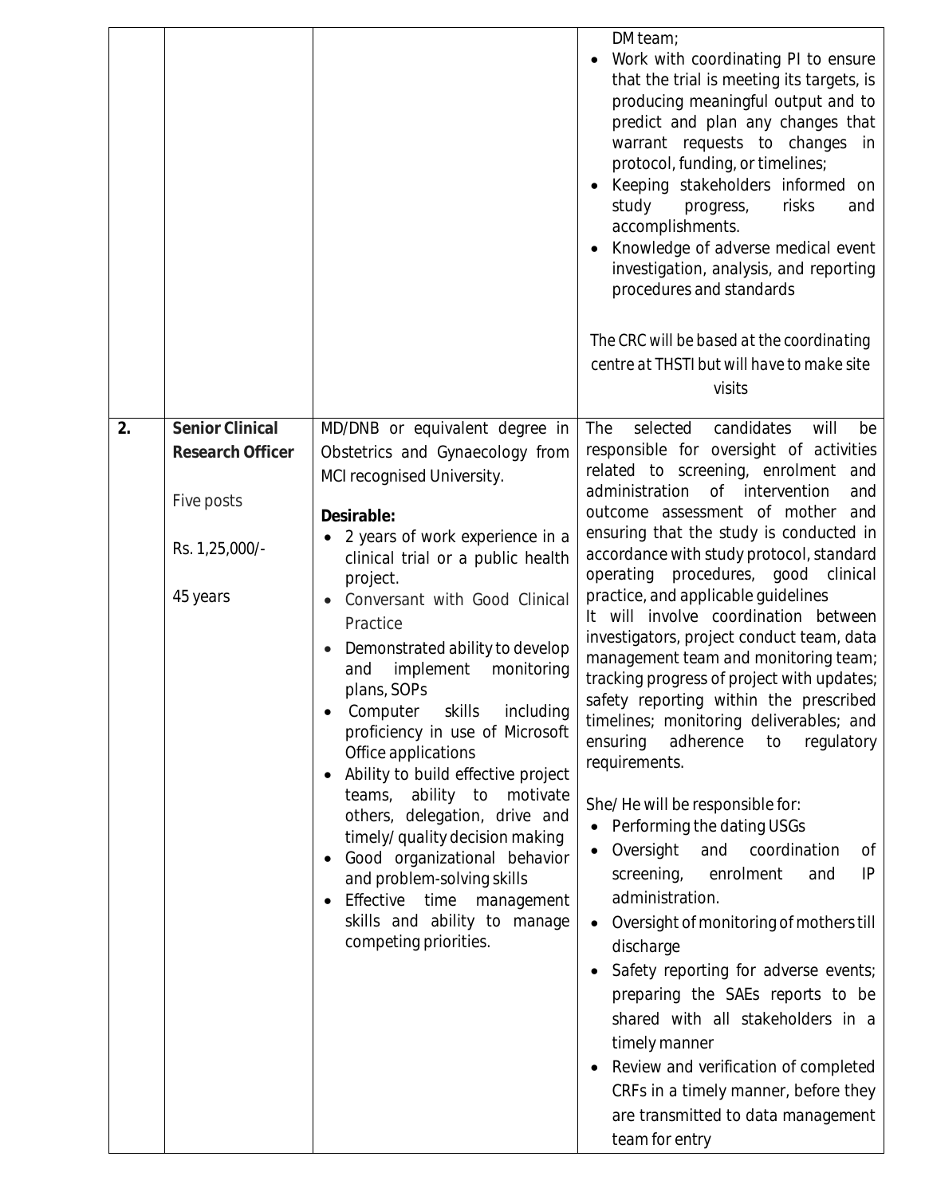| | | | |
|---|---|---|---|
| | | | DM team;<br>• Work with coordinating PI to ensure that the trial is meeting its targets, is producing meaningful output and to predict and plan any changes that warrant requests to changes in protocol, funding, or timelines;<br>• Keeping stakeholders informed on study progress, risks and accomplishments.<br>• Knowledge of adverse medical event investigation, analysis, and reporting procedures and standards<br><br>*The CRC will be based at the coordinating centre at THSTI but will have to make site visits* |
| **2.** | **Senior Clinical Research Officer**<br><br>Five posts<br><br>Rs. 1,25,000/-<br><br>45 years | MD/DNB or equivalent degree in Obstetrics and Gynaecology from MCI recognised University.<br><br>**Desirable:**<br>• 2 years of work experience in a clinical trial or a public health project.<br>• Conversant with Good Clinical Practice<br>• Demonstrated ability to develop and implement monitoring plans, SOPs<br>• Computer skills including proficiency in use of Microsoft Office applications<br>• Ability to build effective project teams, ability to motivate others, delegation, drive and timely/ quality decision making<br>• Good organizational behavior and problem-solving skills<br>• Effective time management skills and ability to manage competing priorities. | The selected candidates will be responsible for oversight of activities related to screening, enrolment and administration of intervention and outcome assessment of mother and ensuring that the study is conducted in accordance with study protocol, standard operating procedures, good clinical practice, and applicable guidelines<br>It will involve coordination between investigators, project conduct team, data management team and monitoring team; tracking progress of project with updates; safety reporting within the prescribed timelines; monitoring deliverables; and ensuring adherence to regulatory requirements.<br><br>She/ He will be responsible for:<br>• Performing the dating USGs<br>• Oversight and coordination of screening, enrolment and IP administration.<br>• Oversight of monitoring of mothers till discharge<br>• Safety reporting for adverse events; preparing the SAEs reports to be shared with all stakeholders in a timely manner<br>• Review and verification of completed CRFs in a timely manner, before they are transmitted to data management team for entry |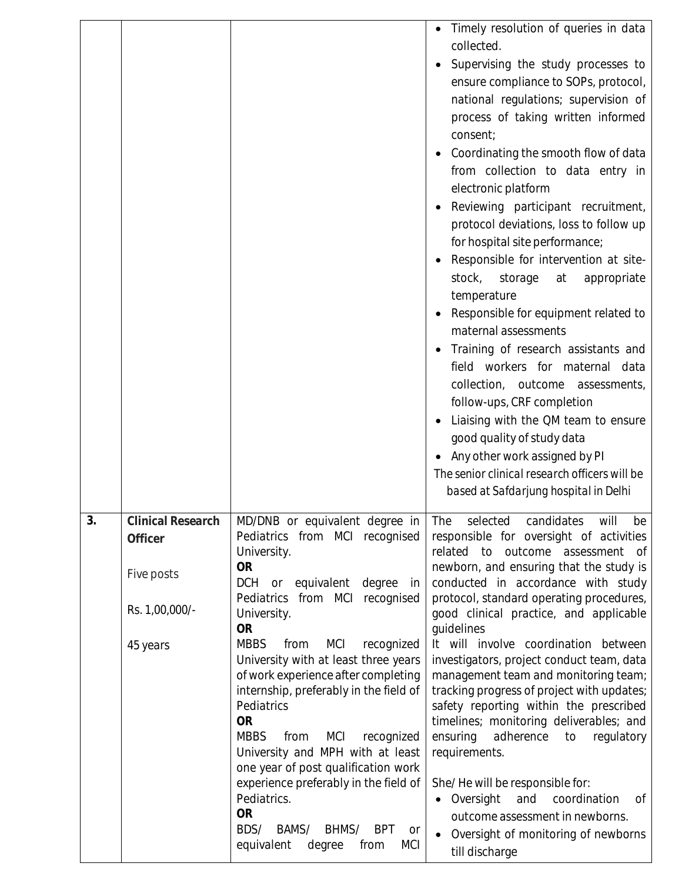| | | | |
|---|---|---|---|
| | | | • Timely resolution of queries in data collected.<br>• Supervising the study processes to ensure compliance to SOPs, protocol, national regulations; supervision of process of taking written informed consent;<br>• Coordinating the smooth flow of data from collection to data entry in electronic platform<br>• Reviewing participant recruitment, protocol deviations, loss to follow up for hospital site performance;<br>• Responsible for intervention at site-stock, storage at appropriate temperature<br>• Responsible for equipment related to maternal assessments<br>• Training of research assistants and field workers for maternal data collection, outcome assessments, follow-ups, CRF completion<br>• Liaising with the QM team to ensure good quality of study data<br>• Any other work assigned by PI<br>The senior clinical research officers will be based at Safdarjung hospital in Delhi |
| **3.** | **Clinical Research Officer**<br><br>Five posts<br><br>Rs. 1,00,000/-<br><br>45 years | MD/DNB or equivalent degree in Pediatrics from MCI recognised University.<br>**OR**<br>DCH or equivalent degree in Pediatrics from MCI recognised University.<br>**OR**<br>MBBS from MCI recognized University with at least three years of work experience after completing internship, preferably in the field of Pediatrics<br>**OR**<br>MBBS from MCI recognized University and MPH with at least one year of post qualification work experience preferably in the field of Pediatrics.<br>**OR**<br>BDS/ BAMS/ BHMS/ BPT or equivalent degree from MCI | The selected candidates will be responsible for oversight of activities related to outcome assessment of newborn, and ensuring that the study is conducted in accordance with study protocol, standard operating procedures, good clinical practice, and applicable guidelines<br>It will involve coordination between investigators, project conduct team, data management team and monitoring team; tracking progress of project with updates; safety reporting within the prescribed timelines; monitoring deliverables; and ensuring adherence to regulatory requirements.<br><br>She/ He will be responsible for:<br>• Oversight and coordination of outcome assessment in newborns.<br>• Oversight of monitoring of newborns till discharge |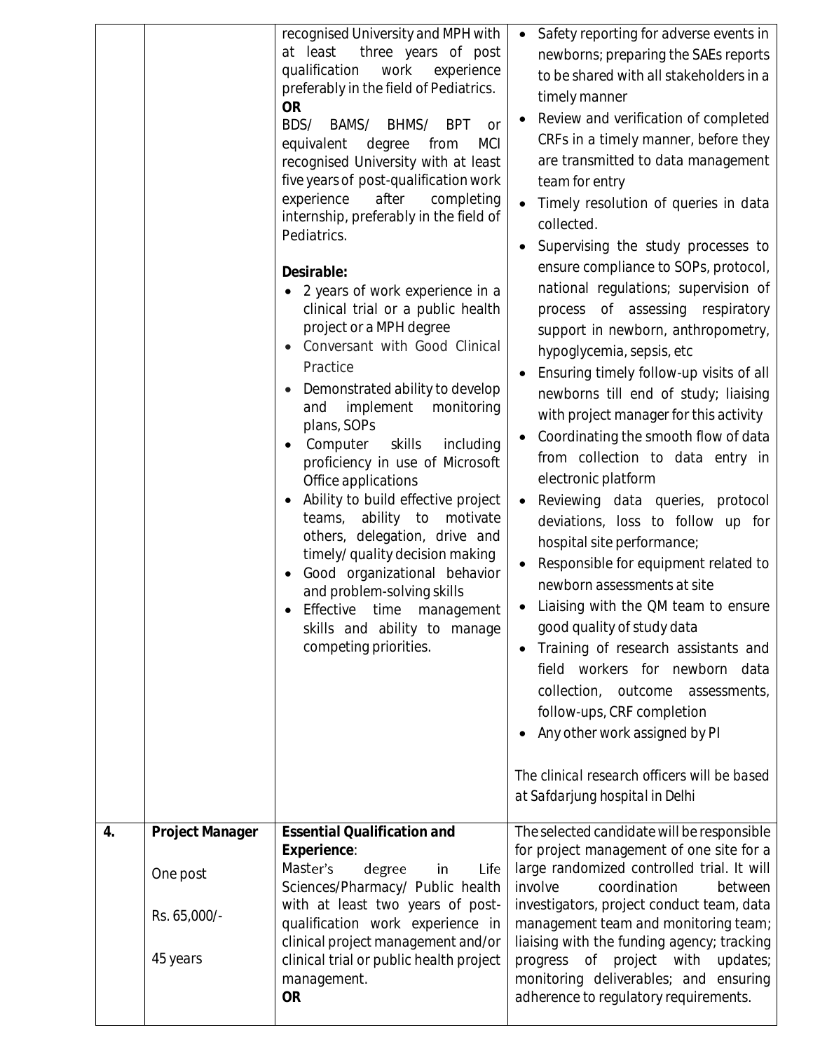| | | | |
|---|---|---|---|
| | | recognised University and MPH with at least three years of post qualification work experience preferably in the field of Pediatrics.<br>**OR**<br>BDS/ BAMS/ BHMS/ BPT or equivalent degree from MCI recognised University with at least five years of post-qualification work experience after completing internship, preferably in the field of Pediatrics.<br><br>**Desirable:**<br>• 2 years of work experience in a clinical trial or a public health project or a MPH degree<br>• Conversant with Good Clinical Practice<br>• Demonstrated ability to develop and implement monitoring plans, SOPs<br>• Computer skills including proficiency in use of Microsoft Office applications<br>• Ability to build effective project teams, ability to motivate others, delegation, drive and timely/ quality decision making<br>• Good organizational behavior and problem-solving skills<br>• Effective time management skills and ability to manage competing priorities. | • Safety reporting for adverse events in newborns; preparing the SAEs reports to be shared with all stakeholders in a timely manner<br>• Review and verification of completed CRFs in a timely manner, before they are transmitted to data management team for entry<br>• Timely resolution of queries in data collected.<br>• Supervising the study processes to ensure compliance to SOPs, protocol, national regulations; supervision of process of assessing respiratory support in newborn, anthropometry, hypoglycemia, sepsis, etc<br>• Ensuring timely follow-up visits of all newborns till end of study; liaising with project manager for this activity<br>• Coordinating the smooth flow of data from collection to data entry in electronic platform<br>• Reviewing data queries, protocol deviations, loss to follow up for hospital site performance;<br>• Responsible for equipment related to newborn assessments at site<br>• Liaising with the QM team to ensure good quality of study data<br>• Training of research assistants and field workers for newborn data collection, outcome assessments, follow-ups, CRF completion<br>• Any other work assigned by PI<br><br>*The clinical research officers will be based at Safdarjung hospital in Delhi* |
| **4.** | **Project Manager**<br><br>One post<br><br>Rs. 65,000/-<br><br>45 years | **Essential Qualification and Experience**:<br>Master's degree in Life Sciences/Pharmacy/ Public health with at least two years of post-qualification work experience in clinical project management and/or clinical trial or public health project management.<br>**OR** | The selected candidate will be responsible for project management of one site for a large randomized controlled trial. It will involve coordination between investigators, project conduct team, data management team and monitoring team; liaising with the funding agency; tracking progress of project with updates; monitoring deliverables; and ensuring adherence to regulatory requirements. |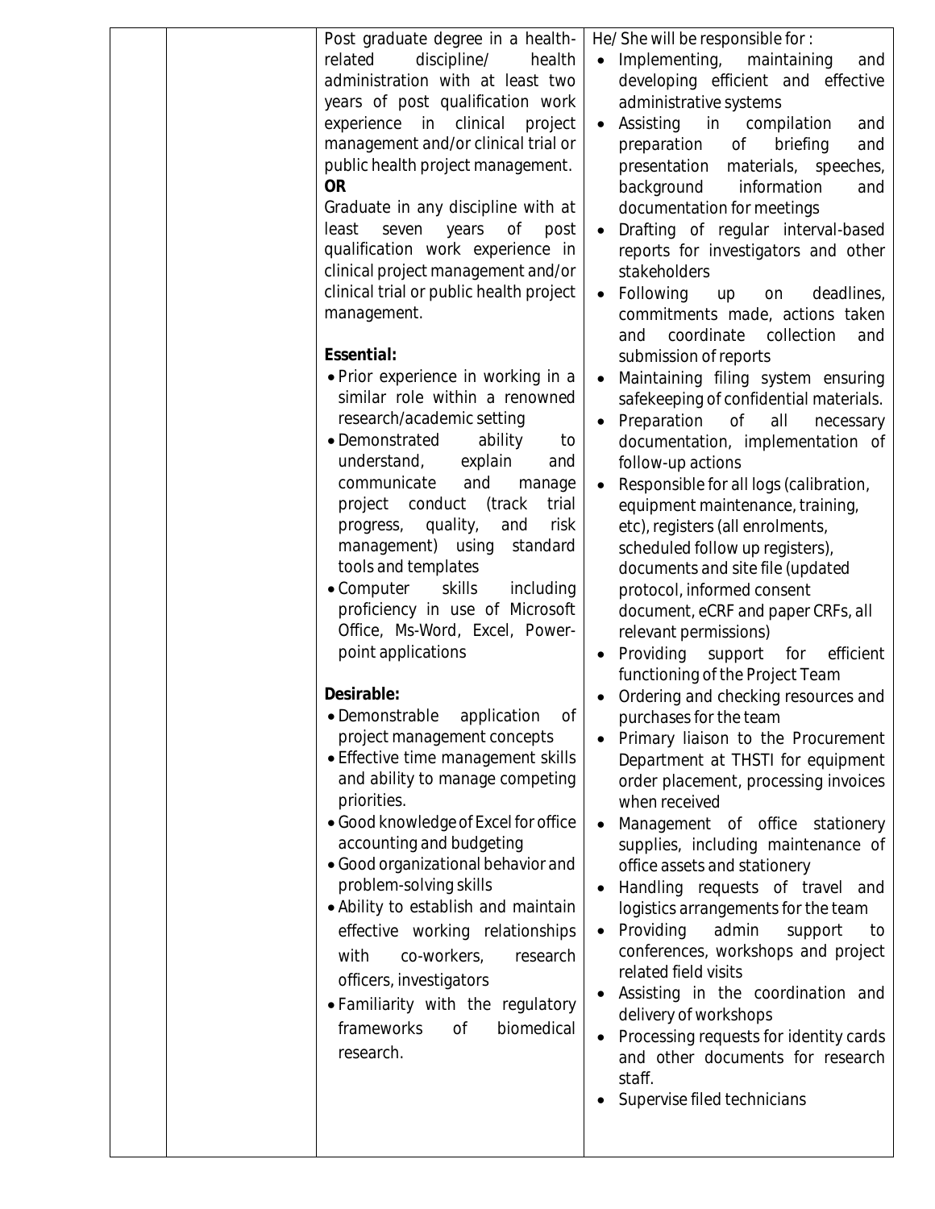| | | | |
|---|---|---|---|
| | | Post graduate degree in a health-related discipline/ health administration with at least two years of post qualification work experience in clinical project management and/or clinical trial or public health project management.<br>**OR**<br>Graduate in any discipline with at least seven years of post qualification work experience in clinical project management and/or clinical trial or public health project management.<br><br>**Essential:**<br>• Prior experience in working in a similar role within a renowned research/academic setting<br>• Demonstrated ability to understand, explain and communicate and manage project conduct (track trial progress, quality, and risk management) using standard tools and templates<br>• Computer skills including proficiency in use of Microsoft Office, Ms-Word, Excel, Power-point applications<br><br>**Desirable:**<br>• Demonstrable application of project management concepts<br>• Effective time management skills and ability to manage competing priorities.<br>• Good knowledge of Excel for office accounting and budgeting<br>• Good organizational behavior and problem-solving skills<br>• Ability to establish and maintain effective working relationships with co-workers, research officers, investigators<br>• Familiarity with the regulatory frameworks of biomedical research. | He/ She will be responsible for :<br>• Implementing, maintaining and developing efficient and effective administrative systems<br>• Assisting in compilation and preparation of briefing and presentation materials, speeches, background information and documentation for meetings<br>• Drafting of regular interval-based reports for investigators and other stakeholders<br>• Following up on deadlines, commitments made, actions taken and coordinate collection and submission of reports<br>• Maintaining filing system ensuring safekeeping of confidential materials.<br>• Preparation of all necessary documentation, implementation of follow-up actions<br>• Responsible for all logs (calibration, equipment maintenance, training, etc), registers (all enrolments, scheduled follow up registers), documents and site file (updated protocol, informed consent document, eCRF and paper CRFs, all relevant permissions)<br>• Providing support for efficient functioning of the Project Team<br>• Ordering and checking resources and purchases for the team<br>• Primary liaison to the Procurement Department at THSTI for equipment order placement, processing invoices when received<br>• Management of office stationery supplies, including maintenance of office assets and stationery<br>• Handling requests of travel and logistics arrangements for the team<br>• Providing admin support to conferences, workshops and project related field visits<br>• Assisting in the coordination and delivery of workshops<br>• Processing requests for identity cards and other documents for research staff.<br>• Supervise filed technicians |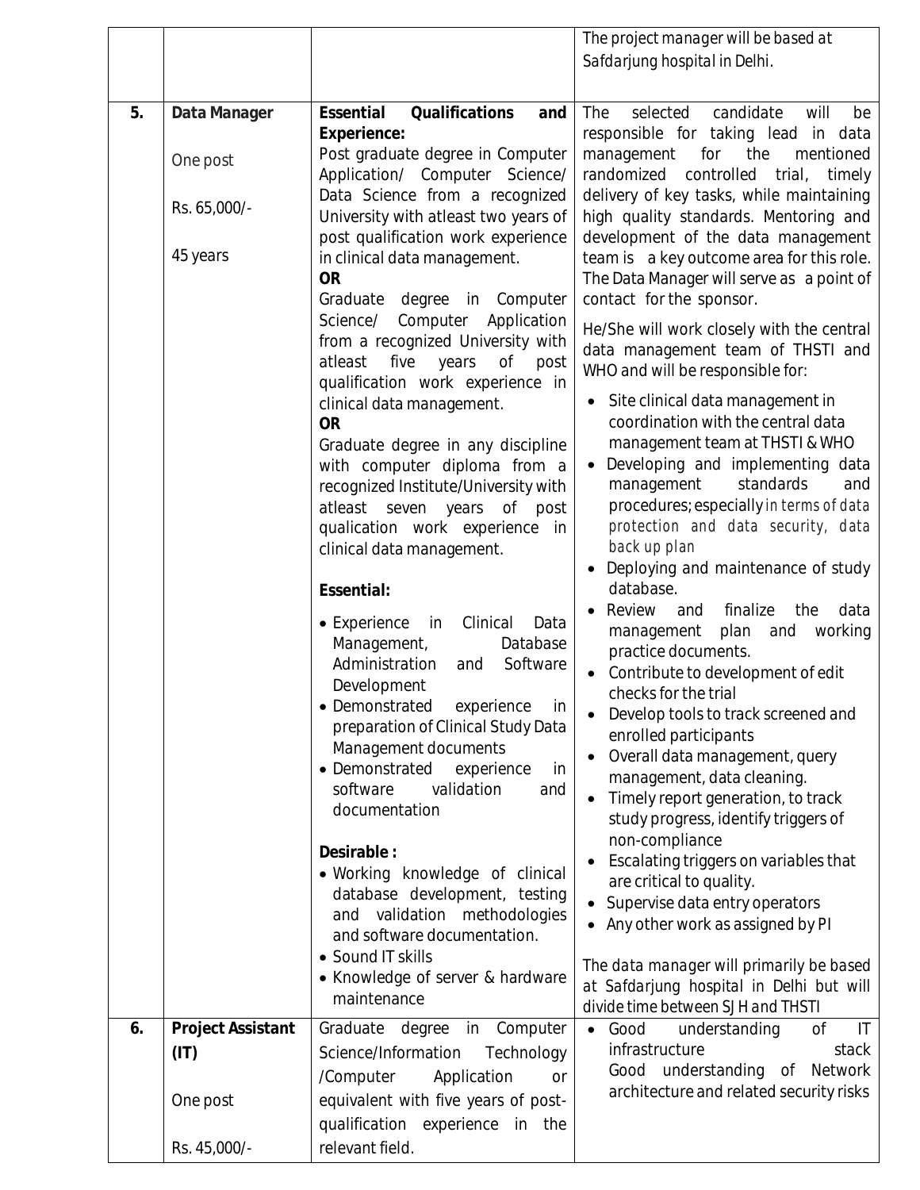| | | | |
|---|---|---|---|
| | | | The project manager will be based at Safdarjung hospital in Delhi. |
| **5.** | **Data Manager**<br><br>One post<br><br>Rs. 65,000/-<br><br>45 years | **Essential Qualifications and Experience:**<br>Post graduate degree in Computer Application/ Computer Science/ Data Science from a recognized University with atleast two years of post qualification work experience in clinical data management.<br>**OR**<br>Graduate degree in Computer Science/ Computer Application from a recognized University with atleast five years of post qualification work experience in clinical data management.<br>**OR**<br>Graduate degree in any discipline with computer diploma from a recognized Institute/University with atleast seven years of post qualication work experience in clinical data management.<br><br>**Essential:**<br>• Experience in Clinical Data Management, Database Administration and Software Development<br>• Demonstrated experience in preparation of Clinical Study Data Management documents<br>• Demonstrated experience in software validation and documentation<br><br>**Desirable :**<br>• Working knowledge of clinical database development, testing and validation methodologies and software documentation.<br>• Sound IT skills<br>• Knowledge of server & hardware maintenance | The selected candidate will be responsible for taking lead in data management for the mentioned randomized controlled trial, timely delivery of key tasks, while maintaining high quality standards. Mentoring and development of the data management team is a key outcome area for this role. The Data Manager will serve as a point of contact for the sponsor.<br><br>He/She will work closely with the central data management team of THSTI and WHO and will be responsible for:<br>• Site clinical data management in coordination with the central data management team at THSTI & WHO<br>• Developing and implementing data management standards and procedures; especially in terms of data protection and data security, data back up plan<br>• Deploying and maintenance of study database.<br>• Review and finalize the data management plan and working practice documents.<br>• Contribute to development of edit checks for the trial<br>• Develop tools to track screened and enrolled participants<br>• Overall data management, query management, data cleaning.<br>• Timely report generation, to track study progress, identify triggers of non-compliance<br>• Escalating triggers on variables that are critical to quality.<br>• Supervise data entry operators<br>• Any other work as assigned by PI<br><br>The data manager will primarily be based at Safdarjung hospital in Delhi but will divide time between SJH and THSTI |
| **6.** | **Project Assistant (IT)**<br><br>One post<br><br>Rs. 45,000/- | Graduate degree in Computer Science/Information Technology /Computer Application or equivalent with five years of post-qualification experience in the relevant field. | • Good understanding of IT infrastructure stack<br>Good understanding of Network architecture and related security risks |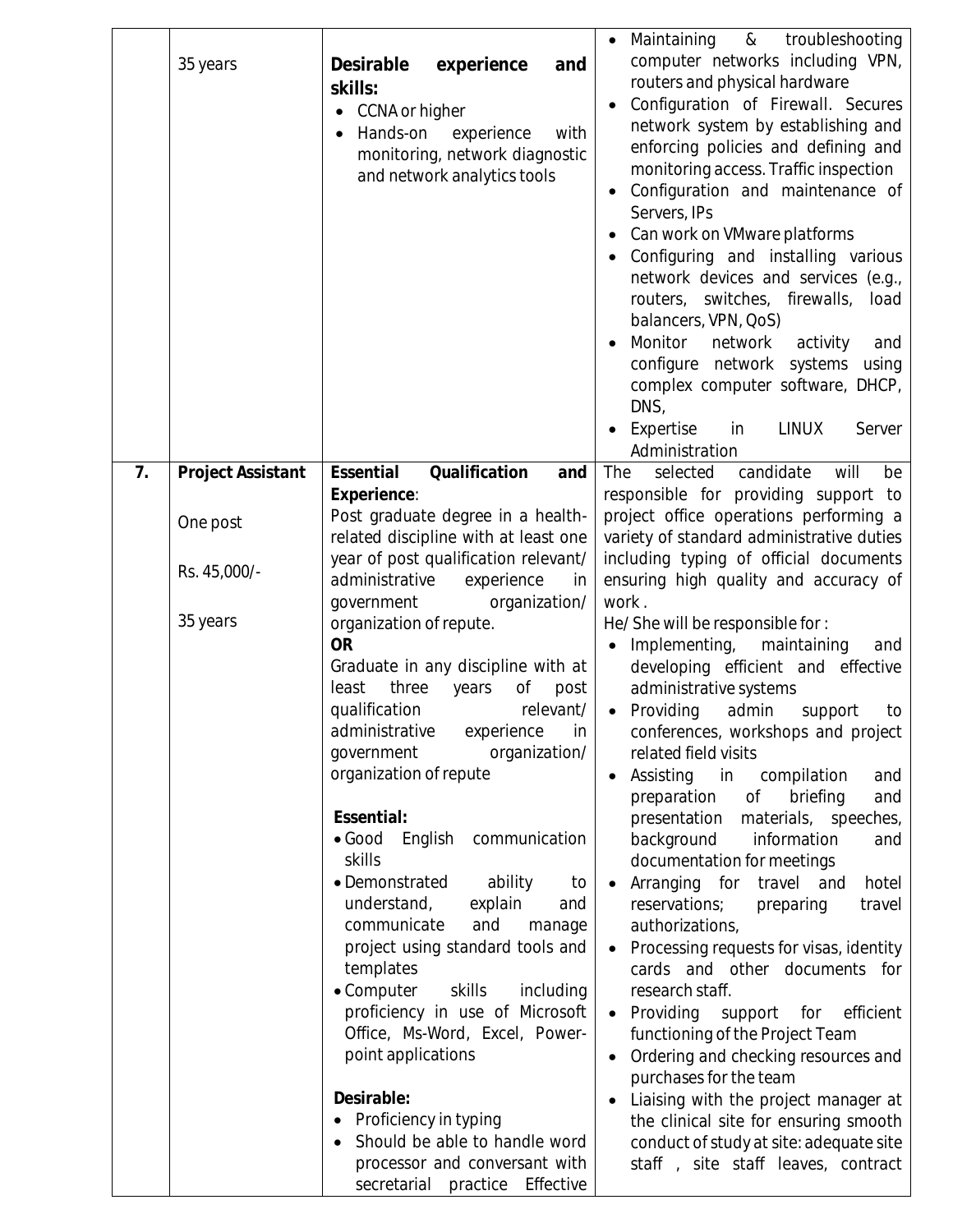| | | | |
|---|---|---|---|
| | 35 years | **Desirable experience and skills:**<br>• CCNA or higher<br>• Hands-on experience with monitoring, network diagnostic and network analytics tools | • Maintaining & troubleshooting computer networks including VPN, routers and physical hardware<br>• Configuration of Firewall. Secures network system by establishing and enforcing policies and defining and monitoring access. Traffic inspection<br>• Configuration and maintenance of Servers, IPs<br>• Can work on VMware platforms<br>• Configuring and installing various network devices and services (e.g., routers, switches, firewalls, load balancers, VPN, QoS)<br>• Monitor network activity and configure network systems using complex computer software, DHCP, DNS,<br>• Expertise in LINUX Server Administration |
| **7.** | **Project Assistant**<br><br>One post<br><br>Rs. 45,000/-<br><br>35 years | **Essential Qualification and Experience**:<br>Post graduate degree in a health-related discipline with at least one year of post qualification relevant/ administrative experience in government organization/ organization of repute.<br>**OR**<br>Graduate in any discipline with at least three years of post qualification relevant/ administrative experience in government organization/ organization of repute<br><br>**Essential:**<br>• Good English communication skills<br>• Demonstrated ability to understand, explain and communicate and manage project using standard tools and templates<br>• Computer skills including proficiency in use of Microsoft Office, Ms-Word, Excel, Power-point applications<br><br>**Desirable:**<br>• Proficiency in typing<br>• Should be able to handle word processor and conversant with secretarial practice Effective | The selected candidate will be responsible for providing support to project office operations performing a variety of standard administrative duties including typing of official documents ensuring high quality and accuracy of work .<br>He/ She will be responsible for :<br>• Implementing, maintaining and developing efficient and effective administrative systems<br>• Providing admin support to conferences, workshops and project related field visits<br>• Assisting in compilation and preparation of briefing and presentation materials, speeches, background information and documentation for meetings<br>• Arranging for travel and hotel reservations; preparing travel authorizations,<br>• Processing requests for visas, identity cards and other documents for research staff.<br>• Providing support for efficient functioning of the Project Team<br>• Ordering and checking resources and purchases for the team<br>• Liaising with the project manager at the clinical site for ensuring smooth conduct of study at site: adequate site staff , site staff leaves, contract |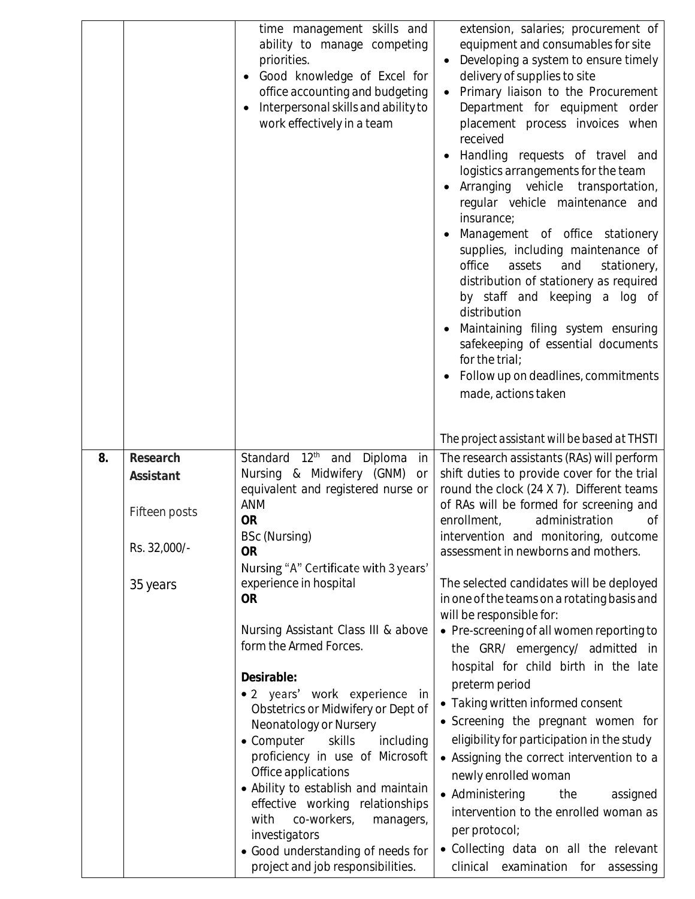|  |  |  |  |
|---|---|---|---|
|  |  | time management skills and ability to manage competing priorities.<br>• Good knowledge of Excel for office accounting and budgeting<br>• Interpersonal skills and ability to work effectively in a team | extension, salaries; procurement of equipment and consumables for site<br>• Developing a system to ensure timely delivery of supplies to site<br>• Primary liaison to the Procurement Department for equipment order placement process invoices when received<br>• Handling requests of travel and logistics arrangements for the team<br>• Arranging vehicle transportation, regular vehicle maintenance and insurance;<br>• Management of office stationery supplies, including maintenance of office assets and stationery, distribution of stationery as required by staff and keeping a log of distribution<br>• Maintaining filing system ensuring safekeeping of essential documents for the trial;<br>• Follow up on deadlines, commitments made, actions taken<br><br>*The project assistant will be based at THSTI* |
| **8.** | **Research Assistant**<br><br>Fifteen posts<br><br>Rs. 32,000/-<br><br>35 years | Standard 12th and Diploma in Nursing & Midwifery (GNM) or equivalent and registered nurse or ANM<br>**OR**<br>BSc (Nursing)<br>**OR**<br>Nursing "A" Certificate with 3 years' experience in hospital<br>**OR**<br><br>Nursing Assistant Class III & above form the Armed Forces.<br><br>**Desirable:**<br>• 2 years' work experience in Obstetrics or Midwifery or Dept of Neonatology or Nursery<br>• Computer skills including proficiency in use of Microsoft Office applications<br>• Ability to establish and maintain effective working relationships with co-workers, managers, investigators<br>• Good understanding of needs for project and job responsibilities. | The research assistants (RAs) will perform shift duties to provide cover for the trial round the clock (24 X 7). Different teams of RAs will be formed for screening and enrollment, administration of intervention and monitoring, outcome assessment in newborns and mothers.<br><br>The selected candidates will be deployed in one of the teams on a rotating basis and will be responsible for:<br>• Pre-screening of all women reporting to the GRR/ emergency/ admitted in hospital for child birth in the late preterm period<br>• Taking written informed consent<br>• Screening the pregnant women for eligibility for participation in the study<br>• Assigning the correct intervention to a newly enrolled woman<br>• Administering the assigned intervention to the enrolled woman as per protocol;<br>• Collecting data on all the relevant clinical examination for assessing |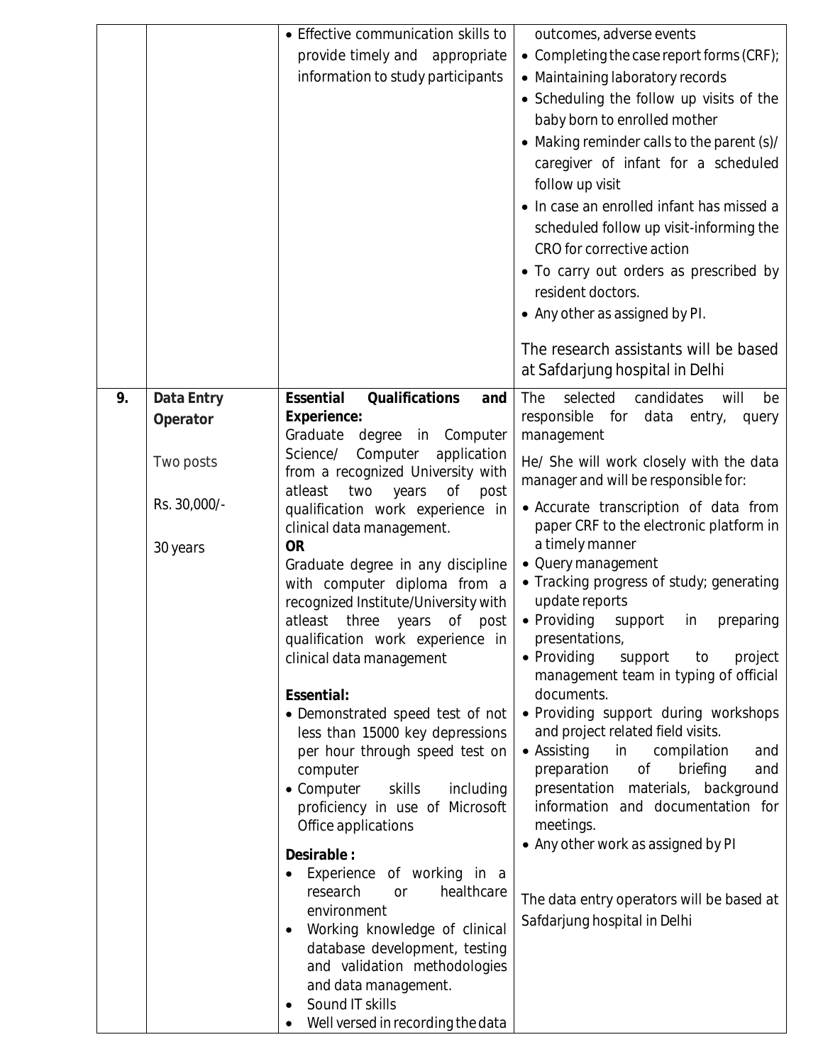| | | | |
|---|---|---|---|
| | | • Effective communication skills to provide timely and appropriate information to study participants | outcomes, adverse events<br>• Completing the case report forms (CRF);<br>• Maintaining laboratory records<br>• Scheduling the follow up visits of the baby born to enrolled mother<br>• Making reminder calls to the parent (s)/ caregiver of infant for a scheduled follow up visit<br>• In case an enrolled infant has missed a scheduled follow up visit-informing the CRO for corrective action<br>• To carry out orders as prescribed by resident doctors.<br>• Any other as assigned by PI.<br><br>The research assistants will be based at Safdarjung hospital in Delhi |
| 9. | **Data Entry Operator**<br><br>Two posts<br><br>Rs. 30,000/-<br><br>30 years | **Essential Qualifications and Experience:**<br>Graduate degree in Computer Science/ Computer application from a recognized University with atleast two years of post qualification work experience in clinical data management.<br>**OR**<br>Graduate degree in any discipline with computer diploma from a recognized Institute/University with atleast three years of post qualification work experience in clinical data management<br><br>**Essential:**<br>• Demonstrated speed test of not less than 15000 key depressions per hour through speed test on computer<br>• Computer skills including proficiency in use of Microsoft Office applications<br><br>**Desirable :**<br>• Experience of working in a research or healthcare environment<br>• Working knowledge of clinical database development, testing and validation methodologies and data management.<br>• Sound IT skills<br>• Well versed in recording the data | The selected candidates will be responsible for data entry, query management<br><br>He/ She will work closely with the data manager and will be responsible for:<br>• Accurate transcription of data from paper CRF to the electronic platform in a timely manner<br>• Query management<br>• Tracking progress of study; generating update reports<br>• Providing support in preparing presentations,<br>• Providing support to project management team in typing of official documents.<br>• Providing support during workshops and project related field visits.<br>• Assisting in compilation and preparation of briefing and presentation materials, background information and documentation for meetings.<br>• Any other work as assigned by PI<br><br>The data entry operators will be based at Safdarjung hospital in Delhi |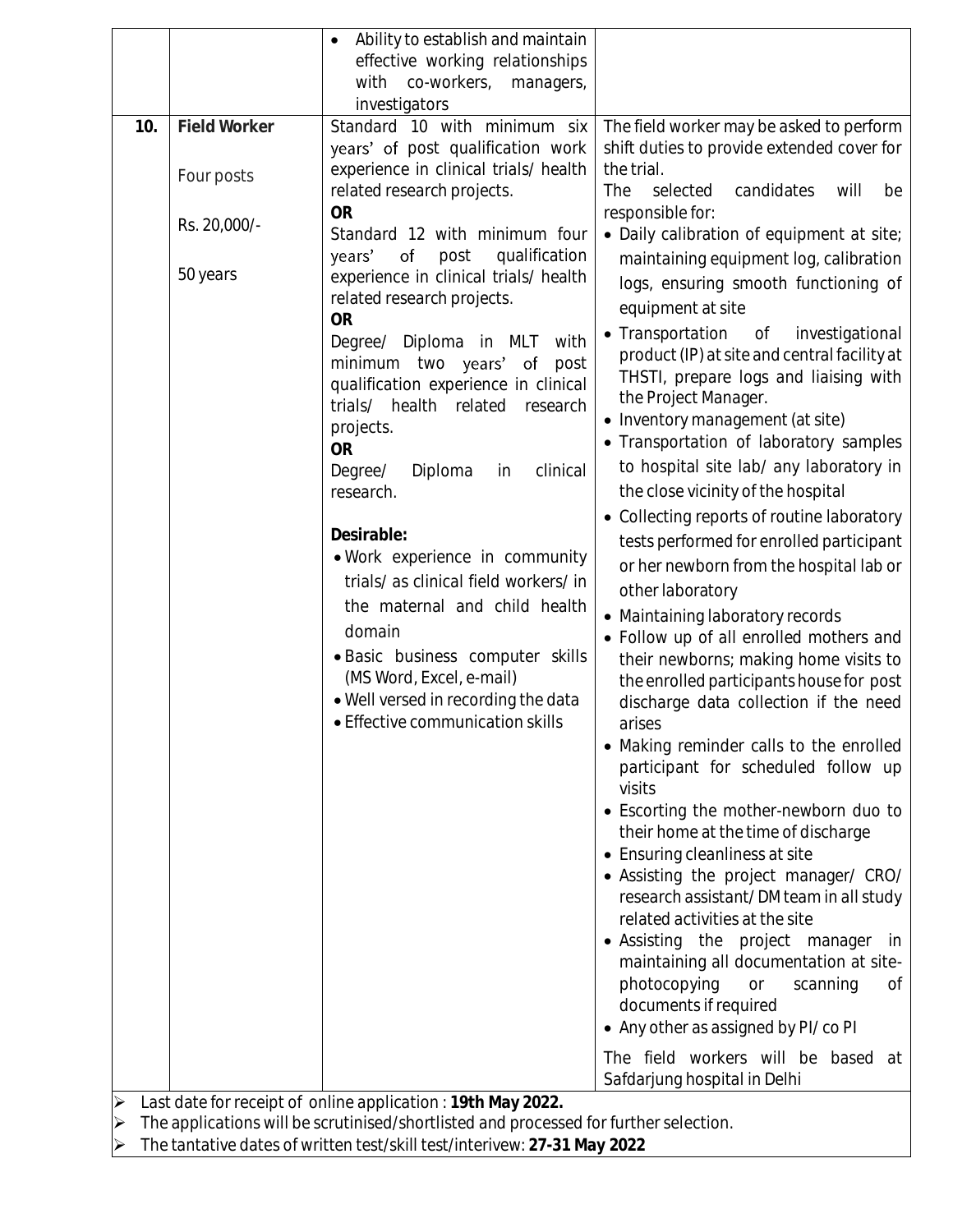| | | | |
|---|---|---|---|
| | | • Ability to establish and maintain effective working relationships with co-workers, managers, investigators | |
| **10.** | **Field Worker**<br><br>Four posts<br><br>Rs. 20,000/-<br><br>50 years | Standard 10 with minimum six years' of post qualification work experience in clinical trials/ health related research projects.<br>**OR**<br>Standard 12 with minimum four years' of post qualification experience in clinical trials/ health related research projects.<br>**OR**<br>Degree/ Diploma in MLT with minimum two years' of post qualification experience in clinical trials/ health related research projects.<br>**OR**<br>Degree/ Diploma in clinical research.<br><br>**Desirable:**<br>• Work experience in community trials/ as clinical field workers/ in the maternal and child health domain<br>• Basic business computer skills (MS Word, Excel, e-mail)<br>• Well versed in recording the data<br>• Effective communication skills | The field worker may be asked to perform shift duties to provide extended cover for the trial.<br>The selected candidates will be responsible for:<br>• Daily calibration of equipment at site; maintaining equipment log, calibration logs, ensuring smooth functioning of equipment at site<br>• Transportation of investigational product (IP) at site and central facility at THSTI, prepare logs and liaising with the Project Manager.<br>• Inventory management (at site)<br>• Transportation of laboratory samples to hospital site lab/ any laboratory in the close vicinity of the hospital<br>• Collecting reports of routine laboratory tests performed for enrolled participant or her newborn from the hospital lab or other laboratory<br>• Maintaining laboratory records<br>• Follow up of all enrolled mothers and their newborns; making home visits to the enrolled participants house for post discharge data collection if the need arises<br>• Making reminder calls to the enrolled participant for scheduled follow up visits<br>• Escorting the mother-newborn duo to their home at the time of discharge<br>• Ensuring cleanliness at site<br>• Assisting the project manager/ CRO/ research assistant/ DM team in all study related activities at the site<br>• Assisting the project manager in maintaining all documentation at site- photocopying or scanning of documents if required<br>• Any other as assigned by PI/ co PI<br><br>The field workers will be based at Safdarjung hospital in Delhi |

- Last date for receipt of online application : **19th May 2022.**
- The applications will be scrutinised/shortlisted and processed for further selection.
- The tantative dates of written test/skill test/interivew: **27-31 May 2022**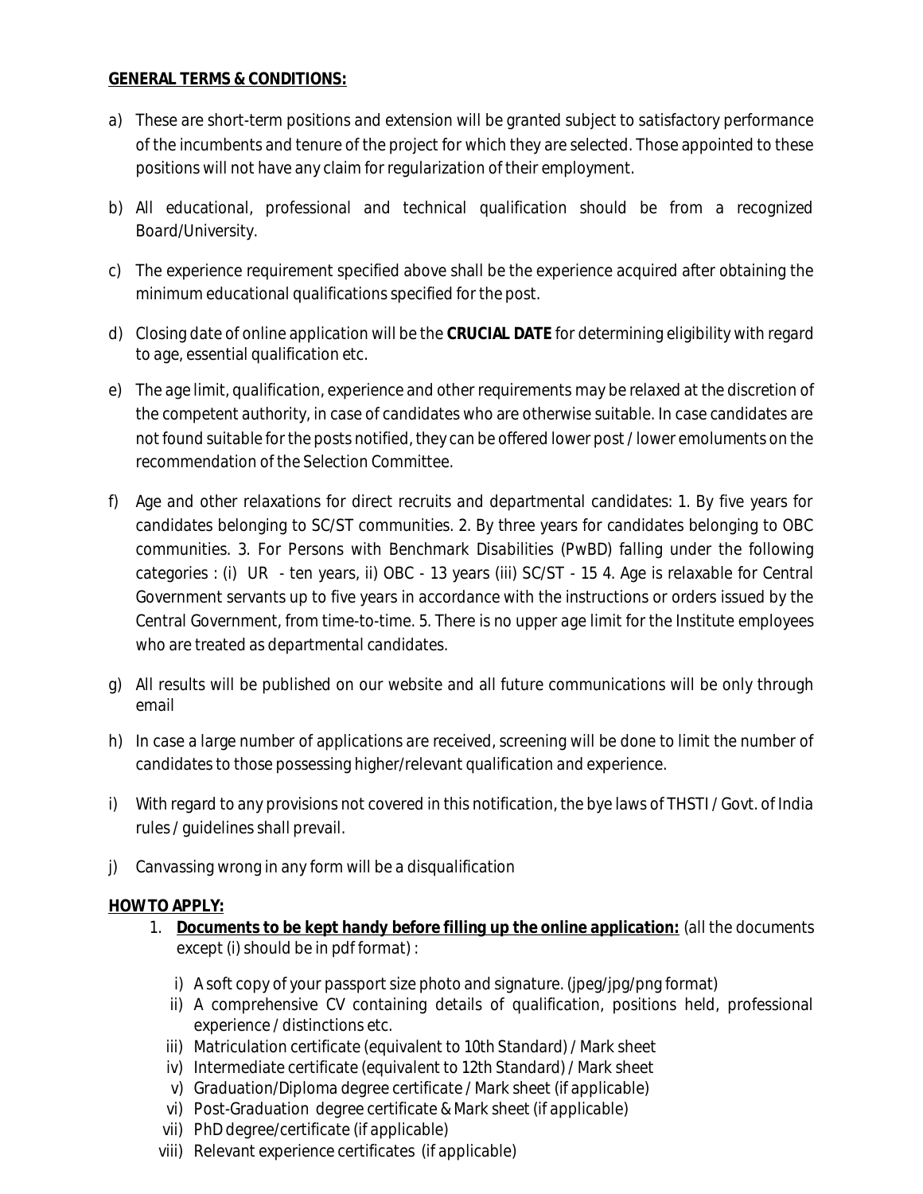**GENERAL TERMS & CONDITIONS:**

a) These are short-term positions and extension will be granted subject to satisfactory performance of the incumbents and tenure of the project for which they are selected. Those appointed to these positions will not have any claim for regularization of their employment.

b) All educational, professional and technical qualification should be from a recognized Board/University.

c) The experience requirement specified above shall be the experience acquired after obtaining the minimum educational qualifications specified for the post.

d) Closing date of online application will be the **CRUCIAL DATE** for determining eligibility with regard to age, essential qualification etc.

e) The age limit, qualification, experience and other requirements may be relaxed at the discretion of the competent authority, in case of candidates who are otherwise suitable. In case candidates are not found suitable for the posts notified, they can be offered lower post / lower emoluments on the recommendation of the Selection Committee.

f) Age and other relaxations for direct recruits and departmental candidates: 1. By five years for candidates belonging to SC/ST communities. 2. By three years for candidates belonging to OBC communities. 3. For Persons with Benchmark Disabilities (PwBD) falling under the following categories : (i) UR - ten years, ii) OBC - 13 years (iii) SC/ST - 15 4. Age is relaxable for Central Government servants up to five years in accordance with the instructions or orders issued by the Central Government, from time-to-time. 5. There is no upper age limit for the Institute employees who are treated as departmental candidates.

g) All results will be published on our website and all future communications will be only through email

h) In case a large number of applications are received, screening will be done to limit the number of candidates to those possessing higher/relevant qualification and experience.

i) With regard to any provisions not covered in this notification, the bye laws of THSTI / Govt. of India rules / guidelines shall prevail.

j) Canvassing wrong in any form will be a disqualification

**HOW TO APPLY:**

1. **Documents to be kept handy before filling up the online application:** (all the documents except (i) should be in pdf format) :

    i) A soft copy of your passport size photo and signature. (jpeg/jpg/png format)
    ii) A comprehensive CV containing details of qualification, positions held, professional experience / distinctions etc.
    iii) Matriculation certificate (equivalent to 10th Standard) / Mark sheet
    iv) Intermediate certificate (equivalent to 12th Standard) / Mark sheet
    v) Graduation/Diploma degree certificate / Mark sheet (if applicable)
    vi) Post-Graduation degree certificate & Mark sheet (if applicable)
    vii) PhD degree/certificate (if applicable)
    viii) Relevant experience certificates (if applicable)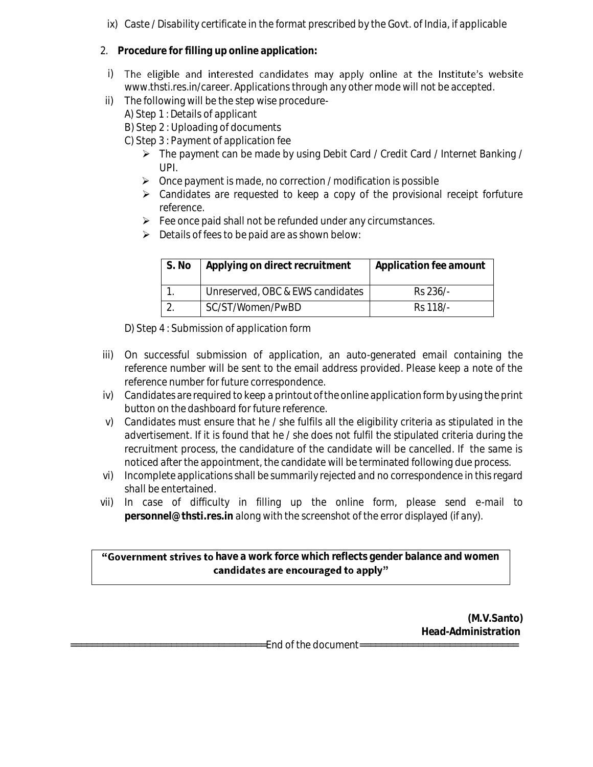ix) Caste / Disability certificate in the format prescribed by the Govt. of India, if applicable

2. **Procedure for filling up online application:**

i) The eligible and interested candidates may apply online at the Institute's website www.thsti.res.in/career. Applications through any other mode will not be accepted.

ii) The following will be the step wise procedure-

A) Step 1 : Details of applicant

B) Step 2 : Uploading of documents

C) Step 3 : Payment of application fee

- The payment can be made by using Debit Card / Credit Card / Internet Banking / UPI.
- Once payment is made, no correction / modification is possible
- Candidates are requested to keep a copy of the provisional receipt forfuture reference.
- Fee once paid shall not be refunded under any circumstances.
- Details of fees to be paid are as shown below:

| S. No | Applying on direct recruitment | Application fee amount |
|---|---|---|
| 1. | Unreserved, OBC & EWS candidates | Rs 236/- |
| 2. | SC/ST/Women/PwBD | Rs 118/- |

D) Step 4 : Submission of application form

iii) On successful submission of application, an auto-generated email containing the reference number will be sent to the email address provided. Please keep a note of the reference number for future correspondence.

iv) Candidates are required to keep a printout of the online application form by using the print button on the dashboard for future reference.

v) Candidates must ensure that he / she fulfils all the eligibility criteria as stipulated in the advertisement. If it is found that he / she does not fulfil the stipulated criteria during the recruitment process, the candidature of the candidate will be cancelled. If the same is noticed after the appointment, the candidate will be terminated following due process.

vi) Incomplete applications shall be summarily rejected and no correspondence in this regard shall be entertained.

vii) In case of difficulty in filling up the online form, please send e-mail to **personnel@thsti.res.in** along with the screenshot of the error displayed (if any).

**"Government strives to have a work force which reflects gender balance and women candidates are encouraged to apply"**

**(M.V.Santo)**
**Head-Administration**

==================End of the document==================